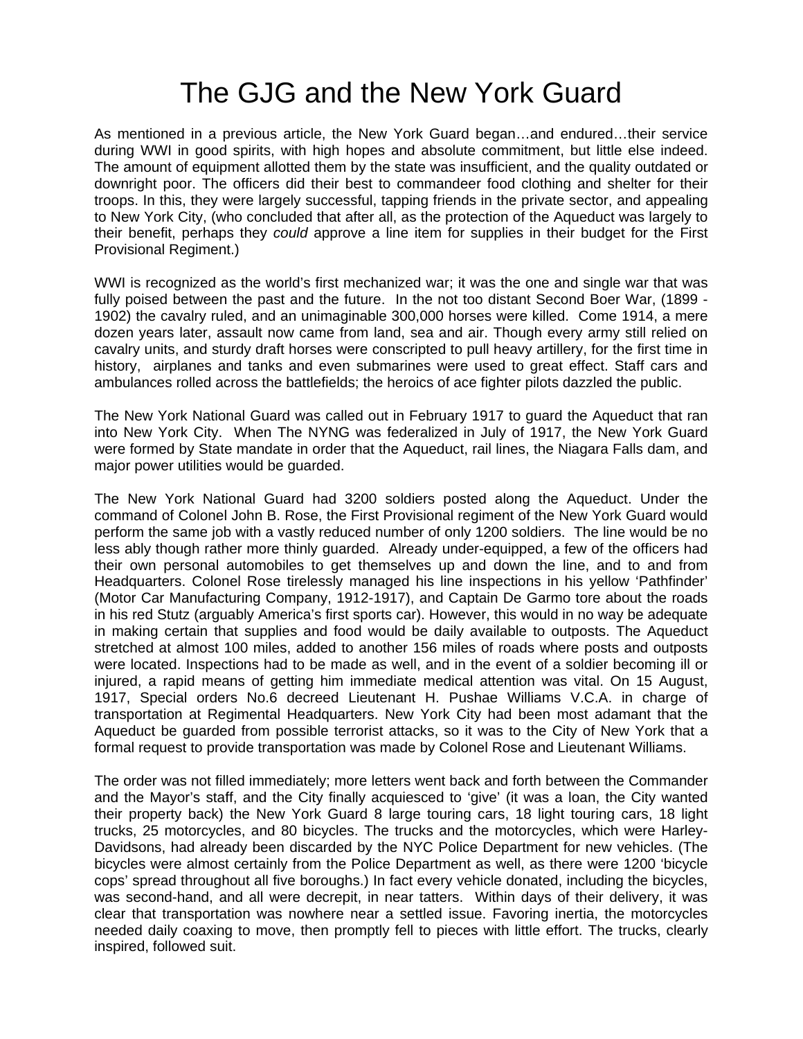# The GJG and the New York Guard

As mentioned in a previous article, the New York Guard began…and endured…their service during WWI in good spirits, with high hopes and absolute commitment, but little else indeed. The amount of equipment allotted them by the state was insufficient, and the quality outdated or downright poor. The officers did their best to commandeer food clothing and shelter for their troops. In this, they were largely successful, tapping friends in the private sector, and appealing to New York City, (who concluded that after all, as the protection of the Aqueduct was largely to their benefit, perhaps they *could* approve a line item for supplies in their budget for the First Provisional Regiment.)

WWI is recognized as the world's first mechanized war; it was the one and single war that was fully poised between the past and the future. In the not too distant Second Boer War, (1899 - 1902) the cavalry ruled, and an unimaginable 300,000 horses were killed. Come 1914, a mere dozen years later, assault now came from land, sea and air. Though every army still relied on cavalry units, and sturdy draft horses were conscripted to pull heavy artillery, for the first time in history, airplanes and tanks and even submarines were used to great effect. Staff cars and ambulances rolled across the battlefields; the heroics of ace fighter pilots dazzled the public.

The New York National Guard was called out in February 1917 to guard the Aqueduct that ran into New York City. When The NYNG was federalized in July of 1917, the New York Guard were formed by State mandate in order that the Aqueduct, rail lines, the Niagara Falls dam, and major power utilities would be guarded.

The New York National Guard had 3200 soldiers posted along the Aqueduct. Under the command of Colonel John B. Rose, the First Provisional regiment of the New York Guard would perform the same job with a vastly reduced number of only 1200 soldiers. The line would be no less ably though rather more thinly guarded. Already under-equipped, a few of the officers had their own personal automobiles to get themselves up and down the line, and to and from Headquarters. Colonel Rose tirelessly managed his line inspections in his yellow 'Pathfinder' (Motor Car Manufacturing Company, 1912-1917), and Captain De Garmo tore about the roads in his red Stutz (arguably America's first sports car). However, this would in no way be adequate in making certain that supplies and food would be daily available to outposts. The Aqueduct stretched at almost 100 miles, added to another 156 miles of roads where posts and outposts were located. Inspections had to be made as well, and in the event of a soldier becoming ill or injured, a rapid means of getting him immediate medical attention was vital. On 15 August, 1917, Special orders No.6 decreed Lieutenant H. Pushae Williams V.C.A. in charge of transportation at Regimental Headquarters. New York City had been most adamant that the Aqueduct be guarded from possible terrorist attacks, so it was to the City of New York that a formal request to provide transportation was made by Colonel Rose and Lieutenant Williams.

The order was not filled immediately; more letters went back and forth between the Commander and the Mayor's staff, and the City finally acquiesced to 'give' (it was a loan, the City wanted their property back) the New York Guard 8 large touring cars, 18 light touring cars, 18 light trucks, 25 motorcycles, and 80 bicycles. The trucks and the motorcycles, which were Harley-Davidsons, had already been discarded by the NYC Police Department for new vehicles. (The bicycles were almost certainly from the Police Department as well, as there were 1200 'bicycle cops' spread throughout all five boroughs.) In fact every vehicle donated, including the bicycles, was second-hand, and all were decrepit, in near tatters. Within days of their delivery, it was clear that transportation was nowhere near a settled issue. Favoring inertia, the motorcycles needed daily coaxing to move, then promptly fell to pieces with little effort. The trucks, clearly inspired, followed suit.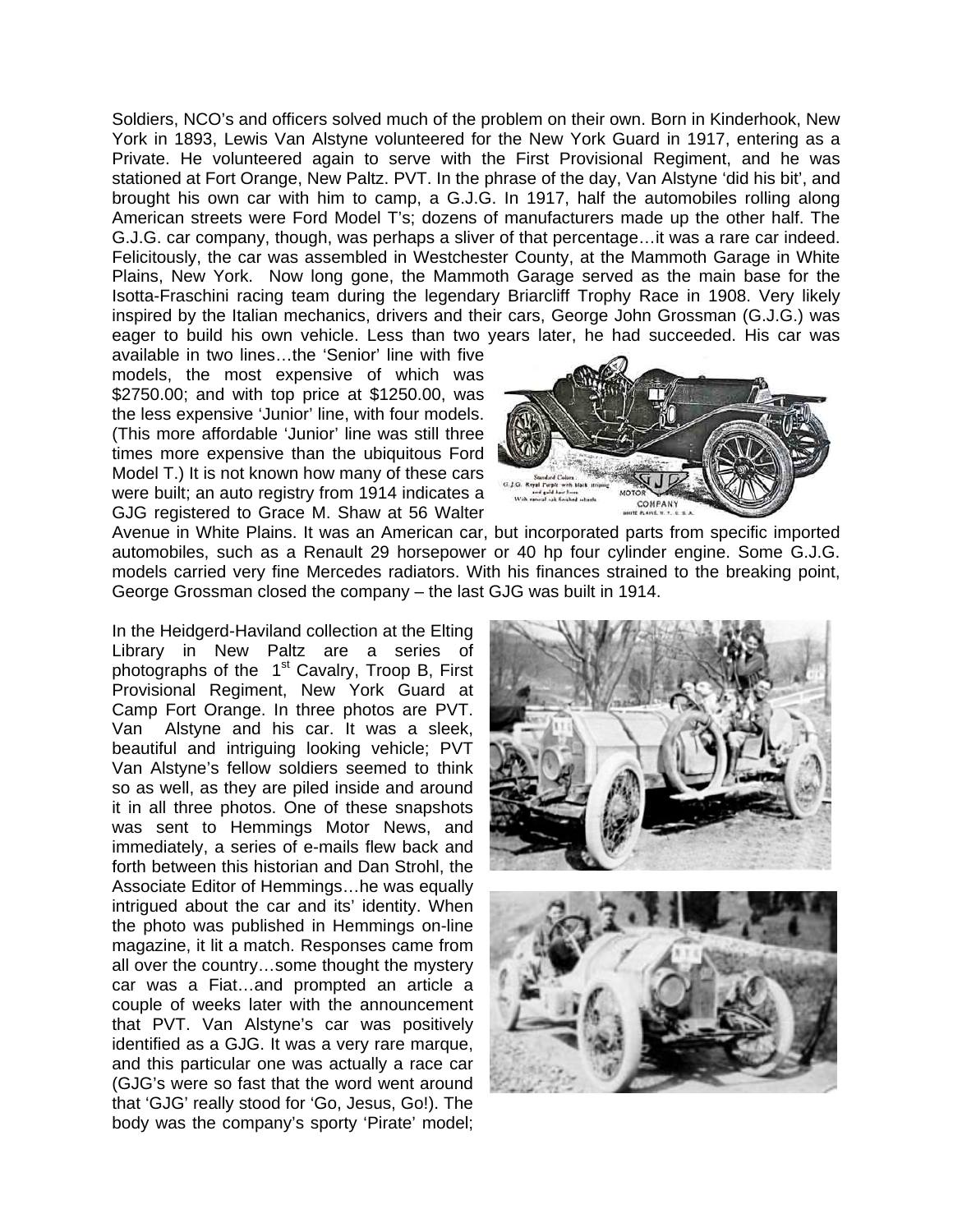Soldiers, NCO's and officers solved much of the problem on their own. Born in Kinderhook, New York in 1893, Lewis Van Alstyne volunteered for the New York Guard in 1917, entering as a Private. He volunteered again to serve with the First Provisional Regiment, and he was stationed at Fort Orange, New Paltz. PVT. In the phrase of the day, Van Alstyne 'did his bit', and brought his own car with him to camp, a G.J.G. In 1917, half the automobiles rolling along American streets were Ford Model T's; dozens of manufacturers made up the other half. The G.J.G. car company, though, was perhaps a sliver of that percentage…it was a rare car indeed. Felicitously, the car was assembled in Westchester County, at the Mammoth Garage in White Plains, New York. Now long gone, the Mammoth Garage served as the main base for the Isotta-Fraschini racing team during the legendary Briarcliff Trophy Race in 1908. Very likely inspired by the Italian mechanics, drivers and their cars, George John Grossman (G.J.G.) was eager to build his own vehicle. Less than two years later, he had succeeded. His car was available in two lines…the 'Senior' line with five models, the most expensive of which was $2750.00; and with top price at $1250.00, was the less expensive 'Junior' line, with four models. (This more affordable 'Junior' line was still three times more expensive than the ubiquitous Ford Model T.) It is not known how many of these cars were built; an auto registry from 1914 indicates a GJG registered to Grace M. Shaw at 56 Walter Avenue in White Plains. It was an American car, but incorporated parts from specific imported automobiles, such as a Renault 29 horsepower or 40 hp four cylinder engine. Some G.J.G. models carried very fine Mercedes radiators. With his finances strained to the breaking point, George Grossman closed the company – the last GJG was built in 1914.

In the Heidgerd-Haviland collection at the Elting Library in New Paltz are a series of photographs of the 1st Cavalry, Troop B, First Provisional Regiment, New York Guard at Camp Fort Orange. In three photos are PVT. Van Alstyne and his car. It was a sleek, beautiful and intriguing looking vehicle; PVT Van Alstyne's fellow soldiers seemed to think so as well, as they are piled inside and around it in all three photos. One of these snapshots was sent to Hemmings Motor News, and immediately, a series of e-mails flew back and forth between this historian and Dan Strohl, the Associate Editor of Hemmings…he was equally intrigued about the car and its' identity. When the photo was published in Hemmings on-line magazine, it lit a match. Responses came from all over the country…some thought the mystery car was a Fiat…and prompted an article a couple of weeks later with the announcement that PVT. Van Alstyne's car was positively identified as a GJG. It was a very rare marque, and this particular one was actually a race car (GJG's were so fast that the word went around that 'GJG' really stood for 'Go, Jesus, Go!). The body was the company's sporty 'Pirate' model;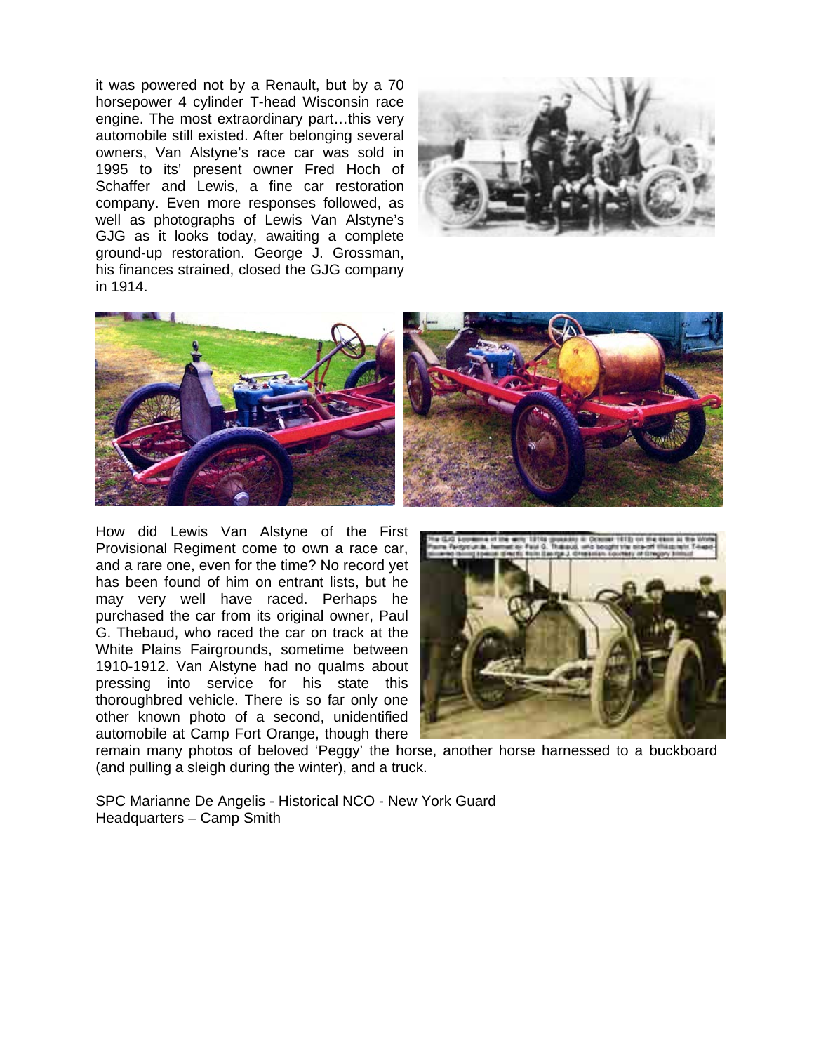it was powered not by a Renault, but by a 70 horsepower 4 cylinder T-head Wisconsin race engine. The most extraordinary part…this very automobile still existed. After belonging several owners, Van Alstyne's race car was sold in 1995 to its' present owner Fred Hoch of Schaffer and Lewis, a fine car restoration company. Even more responses followed, as well as photographs of Lewis Van Alstyne's GJG as it looks today, awaiting a complete ground-up restoration. George J. Grossman, his finances strained, closed the GJG company in 1914.

How did Lewis Van Alstyne of the First Provisional Regiment come to own a race car, and a rare one, even for the time? No record yet has been found of him on entrant lists, but he may very well have raced. Perhaps he purchased the car from its original owner, Paul G. Thebaud, who raced the car on track at the White Plains Fairgrounds, sometime between 1910-1912. Van Alstyne had no qualms about pressing into service for his state this thoroughbred vehicle. There is so far only one other known photo of a second, unidentified automobile at Camp Fort Orange, though there remain many photos of beloved 'Peggy' the horse, another horse harnessed to a buckboard (and pulling a sleigh during the winter), and a truck.

SPC Marianne De Angelis - Historical NCO - New York Guard
Headquarters – Camp Smith